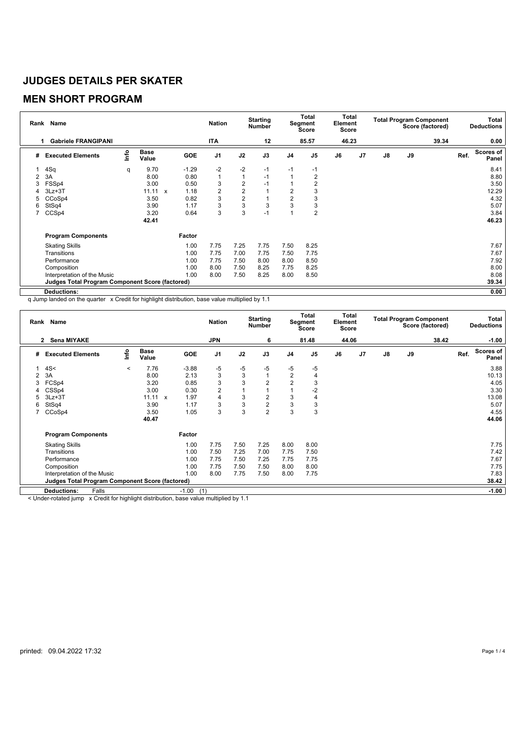# JUDGES DETAILS PER SKATER

## MEN SHORT PROGRAM

| Rank | Name | Nation | Starting Number | Total Segment Score | Total Element Score | Total Program Component Score (factored) | Total Deductions |
|---|---|---|---|---|---|---|---|
| 1 | Gabriele FRANGIPANI | ITA | 12 | 85.57 | 46.23 | 39.34 | 0.00 |

| # | Executed Elements | Info | Base Value | | GOE | J1 | J2 | J3 | J4 | J5 | J6 | J7 | J8 | J9 | Ref. | Scores of Panel |
|---|---|---|---|---|---|---|---|---|---|---|---|---|---|---|---|---|
| 1 | 4Sq | q | 9.70 | | -1.29 | -2 | -2 | -1 | -1 | -1 | | | | | | 8.41 |
| 2 | 3A | | 8.00 | | 0.80 | 1 | 1 | -1 | 1 | 2 | | | | | | 8.80 |
| 3 | FSSp4 | | 3.00 | | 0.50 | 3 | 2 | -1 | 1 | 2 | | | | | | 3.50 |
| 4 | 3Lz+3T | | 11.11 | x | 1.18 | 2 | 2 | 1 | 2 | 3 | | | | | | 12.29 |
| 5 | CCoSp4 | | 3.50 | | 0.82 | 3 | 2 | 1 | 2 | 3 | | | | | | 4.32 |
| 6 | StSq4 | | 3.90 | | 1.17 | 3 | 3 | 3 | 3 | 3 | | | | | | 5.07 |
| 7 | CCSp4 | | 3.20 | | 0.64 | 3 | 3 | -1 | 1 | 2 | | | | | | 3.84 |
| | | | 42.41 | | | | | | | | | | | | | 46.23 |

| Program Components | Factor | J1 | J2 | J3 | J4 | J5 | J6 | J7 | J8 | J9 | Scores of Panel |
|---|---|---|---|---|---|---|---|---|---|---|---|
| Skating Skills | 1.00 | 7.75 | 7.25 | 7.75 | 7.50 | 8.25 | | | | | 7.67 |
| Transitions | 1.00 | 7.75 | 7.00 | 7.75 | 7.50 | 7.75 | | | | | 7.67 |
| Performance | 1.00 | 7.75 | 7.50 | 8.00 | 8.00 | 8.50 | | | | | 7.92 |
| Composition | 1.00 | 8.00 | 7.50 | 8.25 | 7.75 | 8.25 | | | | | 8.00 |
| Interpretation of the Music | 1.00 | 8.00 | 7.50 | 8.25 | 8.00 | 8.50 | | | | | 8.08 |
| **Judges Total Program Component Score (factored)** | | | | | | | | | | | 39.34 |
| **Deductions:** | | | | | | | | | | | 0.00 |

q Jump landed on the quarter x Credit for highlight distribution, base value multiplied by 1.1

| Rank | Name | Nation | Starting Number | Total Segment Score | Total Element Score | Total Program Component Score (factored) | Total Deductions |
|---|---|---|---|---|---|---|---|
| 2 | Sena MIYAKE | JPN | 6 | 81.48 | 44.06 | 38.42 | -1.00 |

| # | Executed Elements | Info | Base Value | | GOE | J1 | J2 | J3 | J4 | J5 | J6 | J7 | J8 | J9 | Ref. | Scores of Panel |
|---|---|---|---|---|---|---|---|---|---|---|---|---|---|---|---|---|
| 1 | 4S< | < | 7.76 | | -3.88 | -5 | -5 | -5 | -5 | -5 | | | | | | 3.88 |
| 2 | 3A | | 8.00 | | 2.13 | 3 | 3 | 1 | 2 | 4 | | | | | | 10.13 |
| 3 | FCSp4 | | 3.20 | | 0.85 | 3 | 3 | 2 | 2 | 3 | | | | | | 4.05 |
| 4 | CSSp4 | | 3.00 | | 0.30 | 2 | 1 | 1 | 1 | -2 | | | | | | 3.30 |
| 5 | 3Lz+3T | | 11.11 | x | 1.97 | 4 | 3 | 2 | 3 | 4 | | | | | | 13.08 |
| 6 | StSq4 | | 3.90 | | 1.17 | 3 | 3 | 2 | 3 | 3 | | | | | | 5.07 |
| 7 | CCoSp4 | | 3.50 | | 1.05 | 3 | 3 | 2 | 3 | 3 | | | | | | 4.55 |
| | | | 40.47 | | | | | | | | | | | | | 44.06 |

| Program Components | Factor | J1 | J2 | J3 | J4 | J5 | J6 | J7 | J8 | J9 | Scores of Panel |
|---|---|---|---|---|---|---|---|---|---|---|---|
| Skating Skills | 1.00 | 7.75 | 7.50 | 7.25 | 8.00 | 8.00 | | | | | 7.75 |
| Transitions | 1.00 | 7.50 | 7.25 | 7.00 | 7.75 | 7.50 | | | | | 7.42 |
| Performance | 1.00 | 7.75 | 7.50 | 7.25 | 7.75 | 7.75 | | | | | 7.67 |
| Composition | 1.00 | 7.75 | 7.50 | 7.50 | 8.00 | 8.00 | | | | | 7.75 |
| Interpretation of the Music | 1.00 | 8.00 | 7.75 | 7.50 | 8.00 | 7.75 | | | | | 7.83 |
| **Judges Total Program Component Score (factored)** | | | | | | | | | | | 38.42 |
| **Deductions:** Falls | -1.00 (1) | | | | | | | | | | -1.00 |

< Under-rotated jump x Credit for highlight distribution, base value multiplied by 1.1

printed: 09.04.2022 17:32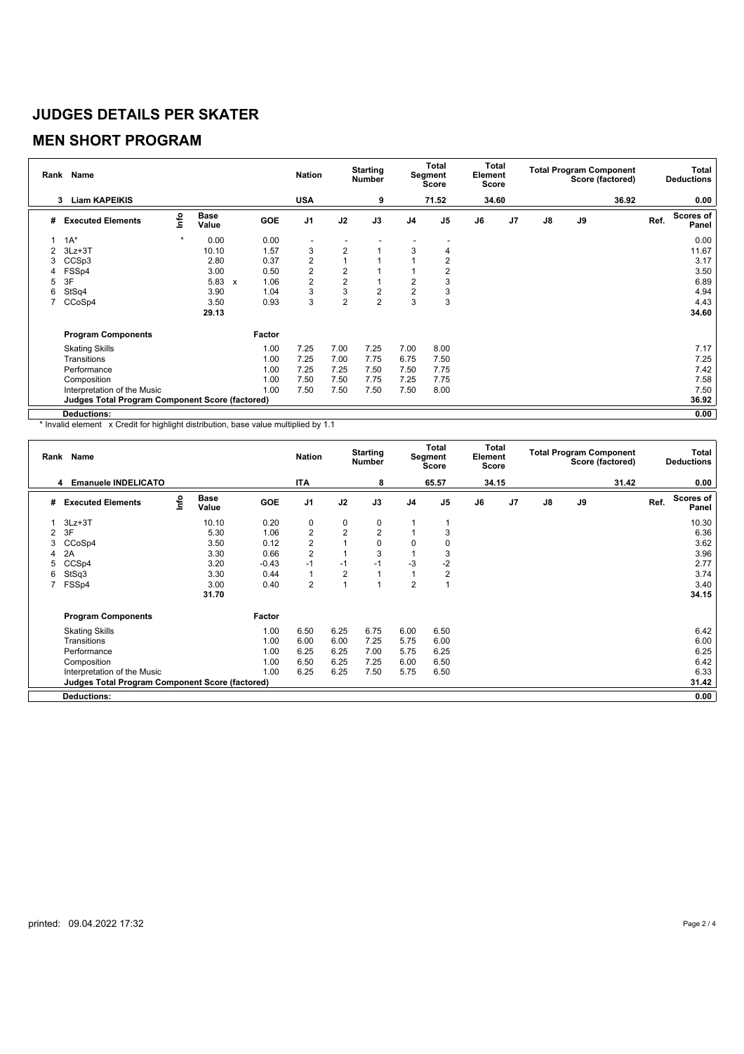# JUDGES DETAILS PER SKATER

## MEN SHORT PROGRAM

| Rank | Name | Nation | Starting Number | Total Segment Score | Total Element Score | Total Program Component Score (factored) | Total Deductions |
|---|---|---|---|---|---|---|---|
| 3 | Liam KAPEIKIS | USA | 9 | 71.52 | 34.60 | 36.92 | 0.00 |

| # | Executed Elements | Info | Base Value | | GOE | J1 | J2 | J3 | J4 | J5 | J6 | J7 | J8 | J9 | Ref. | Scores of Panel |
|---|---|---|---|---|---|---|---|---|---|---|---|---|---|---|---|---|
| 1 | 1A* | * | 0.00 | | 0.00 | - | - | - | - | - | | | | | | 0.00 |
| 2 | 3Lz+3T | | 10.10 | | 1.57 | 3 | 2 | 1 | 3 | 4 | | | | | | 11.67 |
| 3 | CCSp3 | | 2.80 | | 0.37 | 2 | 1 | 1 | 1 | 2 | | | | | | 3.17 |
| 4 | FSSp4 | | 3.00 | | 0.50 | 2 | 2 | 1 | 1 | 2 | | | | | | 3.50 |
| 5 | 3F | | 5.83 | x | 1.06 | 2 | 2 | 1 | 2 | 3 | | | | | | 6.89 |
| 6 | StSq4 | | 3.90 | | 1.04 | 3 | 3 | 2 | 2 | 3 | | | | | | 4.94 |
| 7 | CCoSp4 | | 3.50 | | 0.93 | 3 | 2 | 2 | 3 | 3 | | | | | | 4.43 |
| | | | 29.13 | | | | | | | | | | | | | 34.60 |

| Program Components | Factor | J1 | J2 | J3 | J4 | J5 | J6 | J7 | J8 | J9 | Scores of Panel |
|---|---|---|---|---|---|---|---|---|---|---|---|
| Skating Skills | 1.00 | 7.25 | 7.00 | 7.25 | 7.00 | 8.00 | | | | | 7.17 |
| Transitions | 1.00 | 7.25 | 7.00 | 7.75 | 6.75 | 7.50 | | | | | 7.25 |
| Performance | 1.00 | 7.25 | 7.25 | 7.50 | 7.50 | 7.75 | | | | | 7.42 |
| Composition | 1.00 | 7.50 | 7.50 | 7.75 | 7.25 | 7.75 | | | | | 7.58 |
| Interpretation of the Music | 1.00 | 7.50 | 7.50 | 7.50 | 7.50 | 8.00 | | | | | 7.50 |
| Judges Total Program Component Score (factored) | | | | | | | | | | | 36.92 |

| Deductions: | 0.00 |
|---|---|

\* Invalid element x Credit for highlight distribution, base value multiplied by 1.1

| Rank | Name | Nation | Starting Number | Total Segment Score | Total Element Score | Total Program Component Score (factored) | Total Deductions |
|---|---|---|---|---|---|---|---|
| 4 | Emanuele INDELICATO | ITA | 8 | 65.57 | 34.15 | 31.42 | 0.00 |

| # | Executed Elements | Info | Base Value | GOE | J1 | J2 | J3 | J4 | J5 | J6 | J7 | J8 | J9 | Ref. | Scores of Panel |
|---|---|---|---|---|---|---|---|---|---|---|---|---|---|---|---|
| 1 | 3Lz+3T | | 10.10 | 0.20 | 0 | 0 | 0 | 1 | 1 | | | | | | 10.30 |
| 2 | 3F | | 5.30 | 1.06 | 2 | 2 | 2 | 1 | 3 | | | | | | 6.36 |
| 3 | CCoSp4 | | 3.50 | 0.12 | 2 | 1 | 0 | 0 | 0 | | | | | | 3.62 |
| 4 | 2A | | 3.30 | 0.66 | 2 | 1 | 3 | 1 | 3 | | | | | | 3.96 |
| 5 | CCSp4 | | 3.20 | -0.43 | -1 | -1 | -1 | -3 | -2 | | | | | | 2.77 |
| 6 | StSq3 | | 3.30 | 0.44 | 1 | 2 | 1 | 1 | 2 | | | | | | 3.74 |
| 7 | FSSp4 | | 3.00 | 0.40 | 2 | 1 | 1 | 2 | 1 | | | | | | 3.40 |
| | | | 31.70 | | | | | | | | | | | | 34.15 |

| Program Components | Factor | J1 | J2 | J3 | J4 | J5 | J6 | J7 | J8 | J9 | Scores of Panel |
|---|---|---|---|---|---|---|---|---|---|---|---|
| Skating Skills | 1.00 | 6.50 | 6.25 | 6.75 | 6.00 | 6.50 | | | | | 6.42 |
| Transitions | 1.00 | 6.00 | 6.00 | 7.25 | 5.75 | 6.00 | | | | | 6.00 |
| Performance | 1.00 | 6.25 | 6.25 | 7.00 | 5.75 | 6.25 | | | | | 6.25 |
| Composition | 1.00 | 6.50 | 6.25 | 7.25 | 6.00 | 6.50 | | | | | 6.42 |
| Interpretation of the Music | 1.00 | 6.25 | 6.25 | 7.50 | 5.75 | 6.50 | | | | | 6.33 |
| Judges Total Program Component Score (factored) | | | | | | | | | | | 31.42 |

| Deductions: | 0.00 |
|---|---|

printed: 09.04.2022 17:32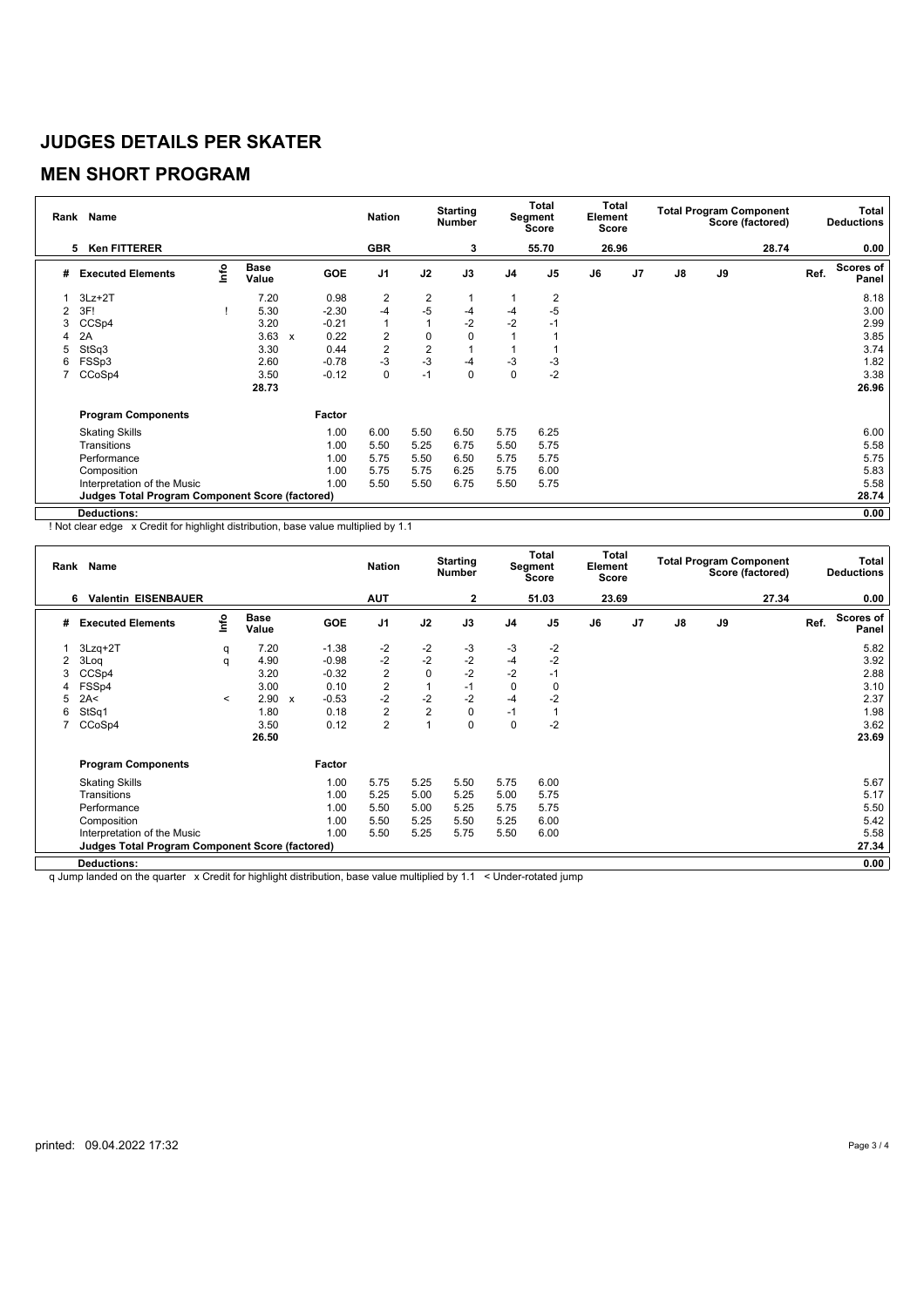# JUDGES DETAILS PER SKATER

## MEN SHORT PROGRAM

| Rank | Name | Nation | Starting Number | Total Segment Score | Total Element Score | Total Program Component Score (factored) | Total Deductions |
|---|---|---|---|---|---|---|---|
| 5 | Ken FITTERER | GBR | 3 | 55.70 | 26.96 | 28.74 | 0.00 |

| # | Executed Elements | Info | Base Value | | GOE | J1 | J2 | J3 | J4 | J5 | J6 | J7 | J8 | J9 | Ref. | Scores of Panel |
|---|---|---|---|---|---|---|---|---|---|---|---|---|---|---|---|---|
| 1 | 3Lz+2T | | 7.20 | | 0.98 | 2 | 2 | 1 | 1 | 2 | | | | | | 8.18 |
| 2 | 3F! | ! | 5.30 | | -2.30 | -4 | -5 | -4 | -4 | -5 | | | | | | 3.00 |
| 3 | CCSp4 | | 3.20 | | -0.21 | 1 | 1 | -2 | -2 | -1 | | | | | | 2.99 |
| 4 | 2A | | 3.63 | x | 0.22 | 2 | 0 | 0 | 1 | 1 | | | | | | 3.85 |
| 5 | StSq3 | | 3.30 | | 0.44 | 2 | 2 | 1 | 1 | 1 | | | | | | 3.74 |
| 6 | FSSp3 | | 2.60 | | -0.78 | -3 | -3 | -4 | -3 | -3 | | | | | | 1.82 |
| 7 | CCoSp4 | | 3.50 | | -0.12 | 0 | -1 | 0 | 0 | -2 | | | | | | 3.38 |
| | | | 28.73 | | | | | | | | | | | | | 26.96 |

| Program Components | Factor | J1 | J2 | J3 | J4 | J5 | J6 | J7 | J8 | J9 | Scores of Panel |
|---|---|---|---|---|---|---|---|---|---|---|---|
| Skating Skills | 1.00 | 6.00 | 5.50 | 6.50 | 5.75 | 6.25 | | | | | 6.00 |
| Transitions | 1.00 | 5.50 | 5.25 | 6.75 | 5.50 | 5.75 | | | | | 5.58 |
| Performance | 1.00 | 5.75 | 5.50 | 6.50 | 5.75 | 5.75 | | | | | 5.75 |
| Composition | 1.00 | 5.75 | 5.75 | 6.25 | 5.75 | 6.00 | | | | | 5.83 |
| Interpretation of the Music | 1.00 | 5.50 | 5.50 | 6.75 | 5.50 | 5.75 | | | | | 5.58 |
| Judges Total Program Component Score (factored) | | | | | | | | | | | 28.74 |
| Deductions: | | | | | | | | | | | 0.00 |

! Not clear edge x Credit for highlight distribution, base value multiplied by 1.1

| Rank | Name | Nation | Starting Number | Total Segment Score | Total Element Score | Total Program Component Score (factored) | Total Deductions |
|---|---|---|---|---|---|---|---|
| 6 | Valentin EISENBAUER | AUT | 2 | 51.03 | 23.69 | 27.34 | 0.00 |

| # | Executed Elements | Info | Base Value | | GOE | J1 | J2 | J3 | J4 | J5 | J6 | J7 | J8 | J9 | Ref. | Scores of Panel |
|---|---|---|---|---|---|---|---|---|---|---|---|---|---|---|---|---|
| 1 | 3Lzq+2T | q | 7.20 | | -1.38 | -2 | -2 | -3 | -3 | -2 | | | | | | 5.82 |
| 2 | 3Loq | q | 4.90 | | -0.98 | -2 | -2 | -2 | -4 | -2 | | | | | | 3.92 |
| 3 | CCSp4 | | 3.20 | | -0.32 | 2 | 0 | -2 | -2 | -1 | | | | | | 2.88 |
| 4 | FSSp4 | | 3.00 | | 0.10 | 2 | 1 | -1 | 0 | 0 | | | | | | 3.10 |
| 5 | 2A< | < | 2.90 | x | -0.53 | -2 | -2 | -2 | -4 | -2 | | | | | | 2.37 |
| 6 | StSq1 | | 1.80 | | 0.18 | 2 | 2 | 0 | -1 | 1 | | | | | | 1.98 |
| 7 | CCoSp4 | | 3.50 | | 0.12 | 2 | 1 | 0 | 0 | -2 | | | | | | 3.62 |
| | | | 26.50 | | | | | | | | | | | | | 23.69 |

| Program Components | Factor | J1 | J2 | J3 | J4 | J5 | J6 | J7 | J8 | J9 | Scores of Panel |
|---|---|---|---|---|---|---|---|---|---|---|---|
| Skating Skills | 1.00 | 5.75 | 5.25 | 5.50 | 5.75 | 6.00 | | | | | 5.67 |
| Transitions | 1.00 | 5.25 | 5.00 | 5.25 | 5.00 | 5.75 | | | | | 5.17 |
| Performance | 1.00 | 5.50 | 5.00 | 5.25 | 5.75 | 5.75 | | | | | 5.50 |
| Composition | 1.00 | 5.50 | 5.25 | 5.50 | 5.25 | 6.00 | | | | | 5.42 |
| Interpretation of the Music | 1.00 | 5.50 | 5.25 | 5.75 | 5.50 | 6.00 | | | | | 5.58 |
| Judges Total Program Component Score (factored) | | | | | | | | | | | 27.34 |
| Deductions: | | | | | | | | | | | 0.00 |

q Jump landed on the quarter x Credit for highlight distribution, base value multiplied by 1.1 < Under-rotated jump

printed: 09.04.2022 17:32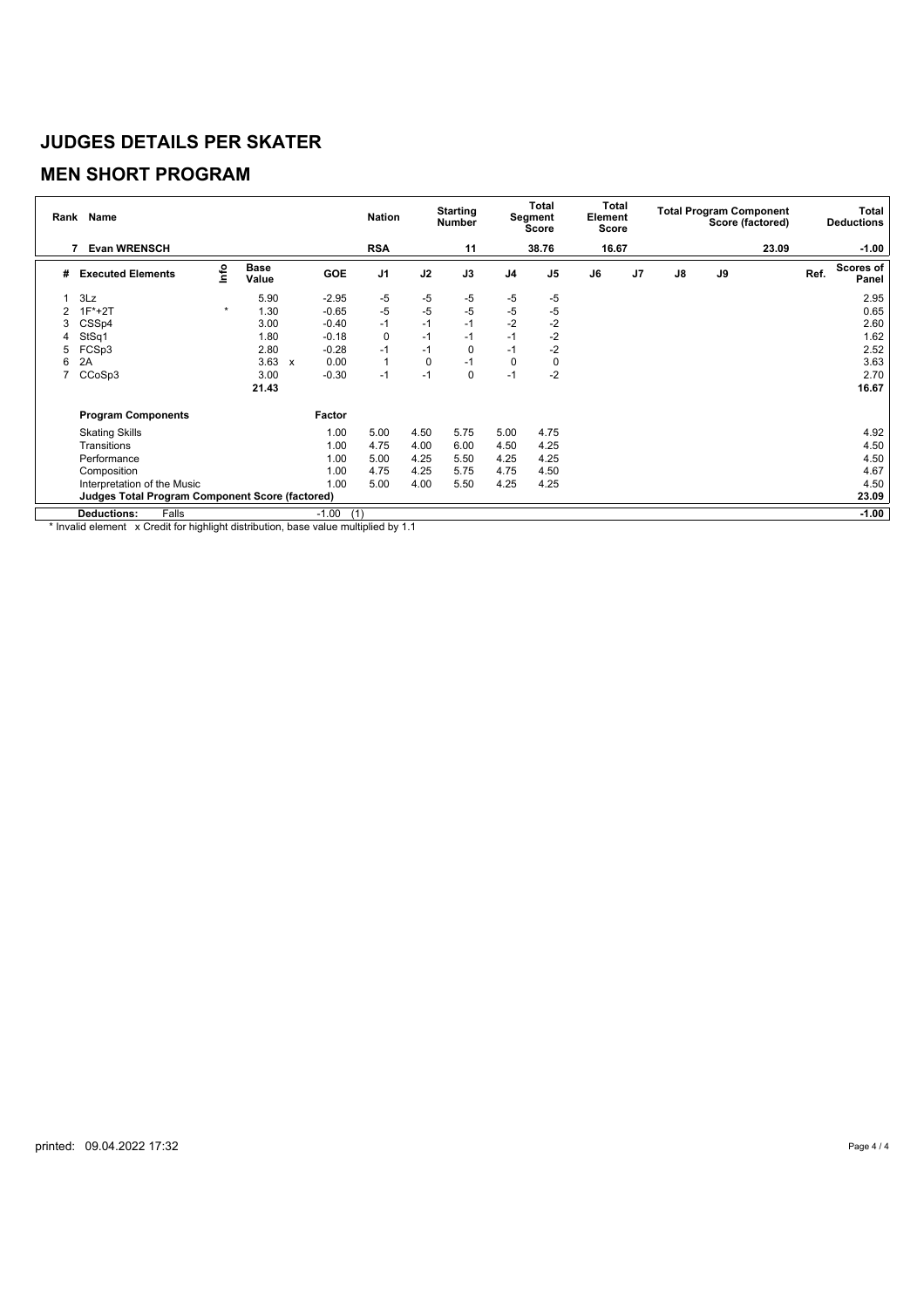# JUDGES DETAILS PER SKATER

## MEN SHORT PROGRAM

| Rank | Name | Nation | Starting Number | Total Segment Score | Total Element Score | Total Program Component Score (factored) | Total Deductions |
|---|---|---|---|---|---|---|---|
| 7 | Evan WRENSCH | RSA | 11 | 38.76 | 16.67 | 23.09 | -1.00 |

| # | Executed Elements | Info | Base Value | | GOE | J1 | J2 | J3 | J4 | J5 | J6 | J7 | J8 | J9 | Ref. | Scores of Panel |
|---|---|---|---|---|---|---|---|---|---|---|---|---|---|---|---|---|
| 1 | 3Lz | | 5.90 | | -2.95 | -5 | -5 | -5 | -5 | -5 | | | | | | 2.95 |
| 2 | 1F*+2T | * | 1.30 | | -0.65 | -5 | -5 | -5 | -5 | -5 | | | | | | 0.65 |
| 3 | CSSp4 | | 3.00 | | -0.40 | -1 | -1 | -1 | -2 | -2 | | | | | | 2.60 |
| 4 | StSq1 | | 1.80 | | -0.18 | 0 | -1 | -1 | -1 | -2 | | | | | | 1.62 |
| 5 | FCSp3 | | 2.80 | | -0.28 | -1 | -1 | 0 | -1 | -2 | | | | | | 2.52 |
| 6 | 2A | | 3.63 | x | 0.00 | 1 | 0 | -1 | 0 | 0 | | | | | | 3.63 |
| 7 | CCoSp3 | | 3.00 | | -0.30 | -1 | -1 | 0 | -1 | -2 | | | | | | 2.70 |
| | | | 21.43 | | | | | | | | | | | | | 16.67 |

| Program Components | Factor | J1 | J2 | J3 | J4 | J5 | J6 | J7 | J8 | J9 | Ref. | Scores of Panel |
|---|---|---|---|---|---|---|---|---|---|---|---|---|
| Skating Skills | 1.00 | 5.00 | 4.50 | 5.75 | 5.00 | 4.75 | | | | | | 4.92 |
| Transitions | 1.00 | 4.75 | 4.00 | 6.00 | 4.50 | 4.25 | | | | | | 4.50 |
| Performance | 1.00 | 5.00 | 4.25 | 5.50 | 4.25 | 4.25 | | | | | | 4.50 |
| Composition | 1.00 | 4.75 | 4.25 | 5.75 | 4.75 | 4.50 | | | | | | 4.67 |
| Interpretation of the Music | 1.00 | 5.00 | 4.00 | 5.50 | 4.25 | 4.25 | | | | | | 4.50 |
| Judges Total Program Component Score (factored) | | | | | | | | | | | | 23.09 |

| Deductions: | Falls | -1.00 | (1) | -1.00 |
|---|---|---|---|---|

\* Invalid element x Credit for highlight distribution, base value multiplied by 1.1

printed: 09.04.2022 17:32